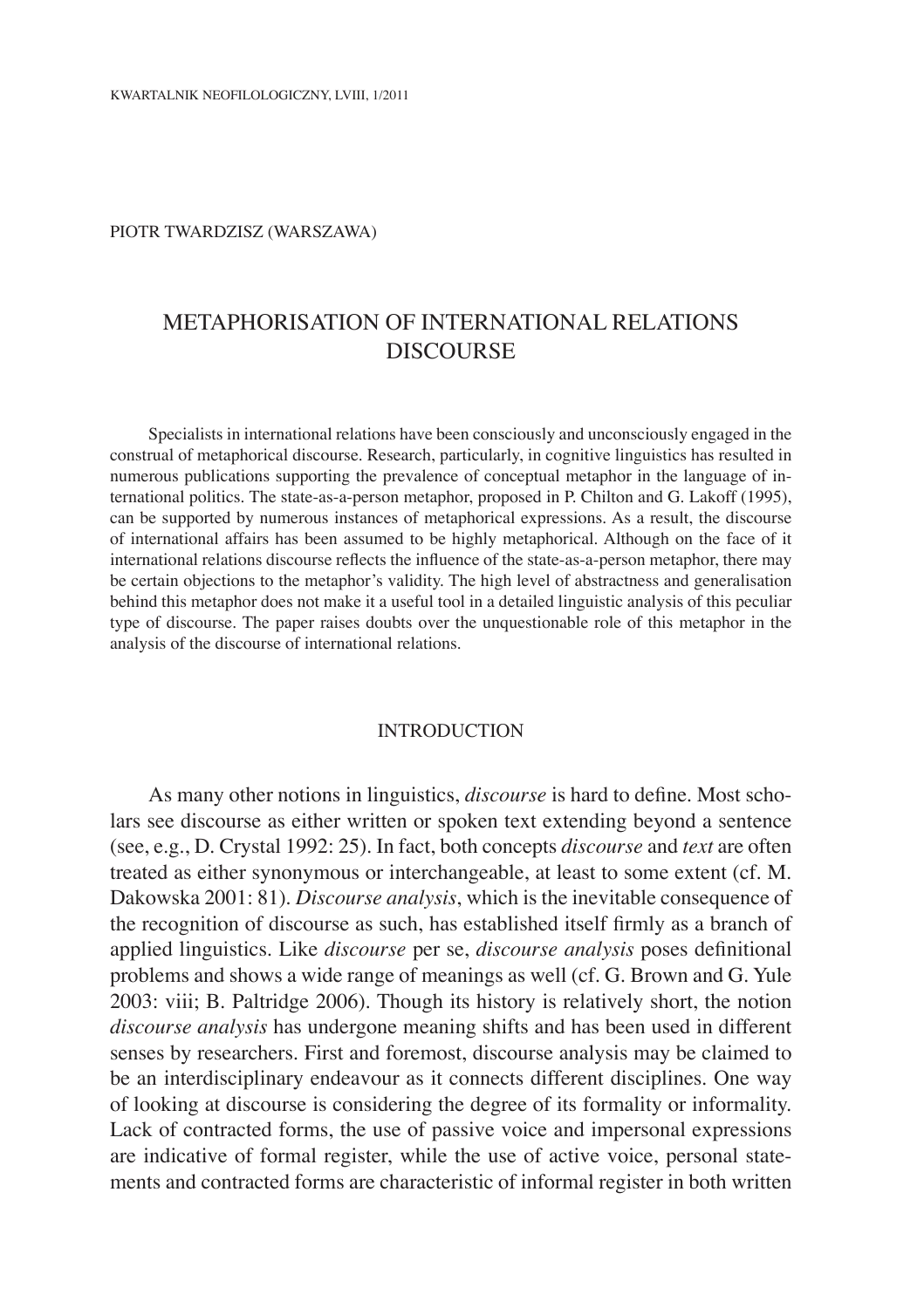PIOTR TWARDZISZ (WARSZAWA)

# METAPHORISATION OF INTERNATIONAL RELATIONS DISCOURSE

Specialists in international relations have been consciously and unconsciously engaged in the construal of metaphorical discourse. Research, particularly, in cognitive linguistics has resulted in numerous publications supporting the prevalence of conceptual metaphor in the language of international politics. The state-as-a-person metaphor, proposed in P. Chilton and G. Lakoff (1995), can be supported by numerous instances of metaphorical expressions. As a result, the discourse of international affairs has been assumed to be highly metaphorical. Although on the face of it international relations discourse reflects the influence of the state-as-a-person metaphor, there may be certain objections to the metaphor's validity. The high level of abstractness and generalisation behind this metaphor does not make it a useful tool in a detailed linguistic analysis of this peculiar type of discourse. The paper raises doubts over the unquestionable role of this metaphor in the analysis of the discourse of international relations.

## INTRODUCTION

As many other notions in linguistics, *discourse* is hard to define. Most scholars see discourse as either written or spoken text extending beyond a sentence (see, e.g., D. Crystal 1992: 25). In fact, both concepts *discourse* and *text* are often treated as either synonymous or interchangeable, at least to some extent (cf. M. Dakowska 2001: 81). *Discourse analysis*, which is the inevitable consequence of the recognition of discourse as such, has established itself firmly as a branch of applied linguistics. Like *discourse* per se, *discourse analysis* poses definitional problems and shows a wide range of meanings as well (cf. G. Brown and G. Yule 2003: viii; B. Paltridge 2006). Though its history is relatively short, the notion *discourse analysis* has undergone meaning shifts and has been used in different senses by researchers. First and foremost, discourse analysis may be claimed to be an interdisciplinary endeavour as it connects different disciplines. One way of looking at discourse is considering the degree of its formality or informality. Lack of contracted forms, the use of passive voice and impersonal expressions are indicative of formal register, while the use of active voice, personal statements and contracted forms are characteristic of informal register in both written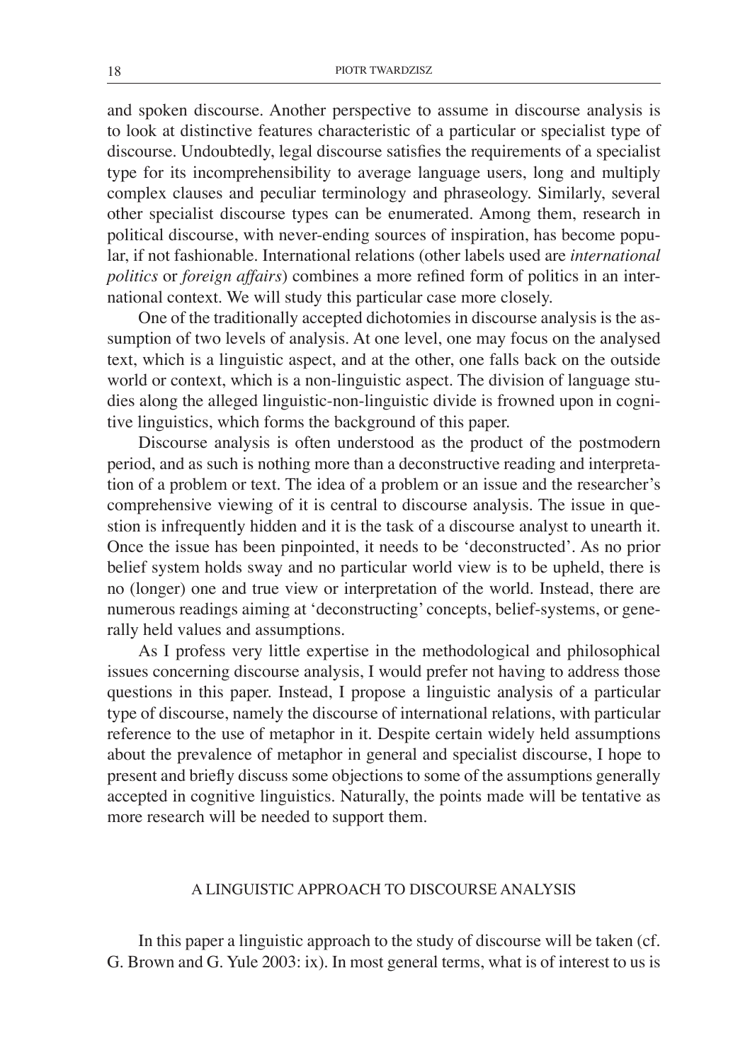and spoken discourse. Another perspective to assume in discourse analysis is to look at distinctive features characteristic of a particular or specialist type of discourse. Undoubtedly, legal discourse satisfies the requirements of a specialist type for its incomprehensibility to average language users, long and multiply complex clauses and peculiar terminology and phraseology. Similarly, several other specialist discourse types can be enumerated. Among them, research in political discourse, with never-ending sources of inspiration, has become popular, if not fashionable. International relations (other labels used are *international politics* or *foreign affairs*) combines a more refined form of politics in an international context. We will study this particular case more closely.

One of the traditionally accepted dichotomies in discourse analysis is the assumption of two levels of analysis. At one level, one may focus on the analysed text, which is a linguistic aspect, and at the other, one falls back on the outside world or context, which is a non-linguistic aspect. The division of language studies along the alleged linguistic-non-linguistic divide is frowned upon in cognitive linguistics, which forms the background of this paper.

Discourse analysis is often understood as the product of the postmodern period, and as such is nothing more than a deconstructive reading and interpretation of a problem or text. The idea of a problem or an issue and the researcher's comprehensive viewing of it is central to discourse analysis. The issue in question is infrequently hidden and it is the task of a discourse analyst to unearth it. Once the issue has been pinpointed, it needs to be 'deconstructed'. As no prior belief system holds sway and no particular world view is to be upheld, there is no (longer) one and true view or interpretation of the world. Instead, there are numerous readings aiming at 'deconstructing' concepts, belief-systems, or generally held values and assumptions.

As I profess very little expertise in the methodological and philosophical issues concerning discourse analysis, I would prefer not having to address those questions in this paper. Instead, I propose a linguistic analysis of a particular type of discourse, namely the discourse of international relations, with particular reference to the use of metaphor in it. Despite certain widely held assumptions about the prevalence of metaphor in general and specialist discourse, I hope to present and briefly discuss some objections to some of the assumptions generally accepted in cognitive linguistics. Naturally, the points made will be tentative as more research will be needed to support them.

## A LINGUISTIC APPROACH TO DISCOURSE ANALYSIS

In this paper a linguistic approach to the study of discourse will be taken (cf. G. Brown and G. Yule 2003: ix). In most general terms, what is of interest to us is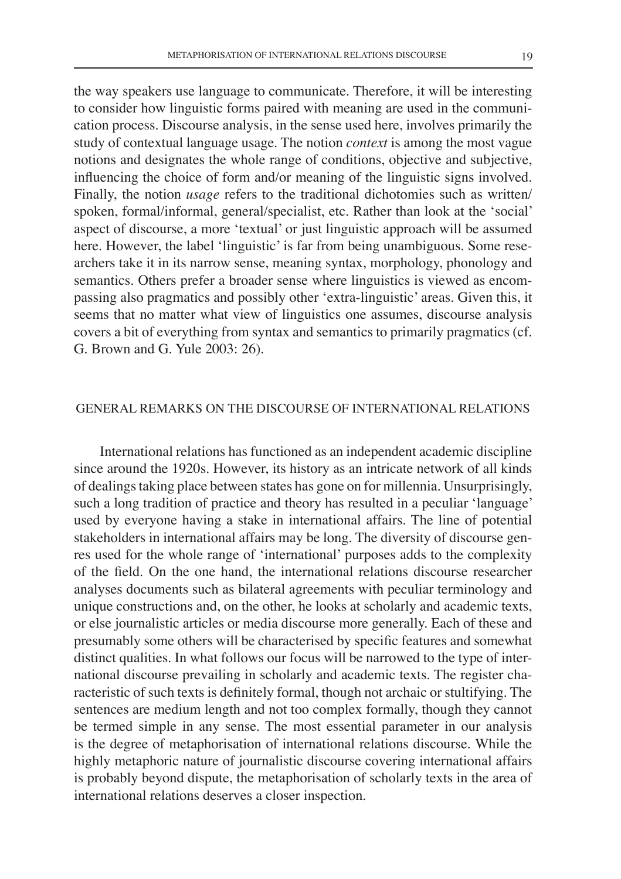the way speakers use language to communicate. Therefore, it will be interesting to consider how linguistic forms paired with meaning are used in the communication process. Discourse analysis, in the sense used here, involves primarily the study of contextual language usage. The notion *context* is among the most vague notions and designates the whole range of conditions, objective and subjective, influencing the choice of form and/or meaning of the linguistic signs involved. Finally, the notion *usage* refers to the traditional dichotomies such as written/ spoken, formal/informal, general/specialist, etc. Rather than look at the 'social' aspect of discourse, a more 'textual' or just linguistic approach will be assumed here. However, the label 'linguistic' is far from being unambiguous. Some researchers take it in its narrow sense, meaning syntax, morphology, phonology and semantics. Others prefer a broader sense where linguistics is viewed as encompassing also pragmatics and possibly other 'extra-linguistic' areas. Given this, it seems that no matter what view of linguistics one assumes, discourse analysis covers a bit of everything from syntax and semantics to primarily pragmatics (cf. G. Brown and G. Yule 2003: 26).

## GENERAL REMARKS ON THE DISCOURSE OF INTERNATIONAL RELATIONS

International relations has functioned as an independent academic discipline since around the 1920s. However, its history as an intricate network of all kinds of dealings taking place between states has gone on for millennia. Unsurprisingly, such a long tradition of practice and theory has resulted in a peculiar 'language' used by everyone having a stake in international affairs. The line of potential stakeholders in international affairs may be long. The diversity of discourse genres used for the whole range of 'international' purposes adds to the complexity of the field. On the one hand, the international relations discourse researcher analyses documents such as bilateral agreements with peculiar terminology and unique constructions and, on the other, he looks at scholarly and academic texts, or else journalistic articles or media discourse more generally. Each of these and presumably some others will be characterised by specific features and somewhat distinct qualities. In what follows our focus will be narrowed to the type of international discourse prevailing in scholarly and academic texts. The register characteristic of such texts is definitely formal, though not archaic or stultifying. The sentences are medium length and not too complex formally, though they cannot be termed simple in any sense. The most essential parameter in our analysis is the degree of metaphorisation of international relations discourse. While the highly metaphoric nature of journalistic discourse covering international affairs is probably beyond dispute, the metaphorisation of scholarly texts in the area of international relations deserves a closer inspection.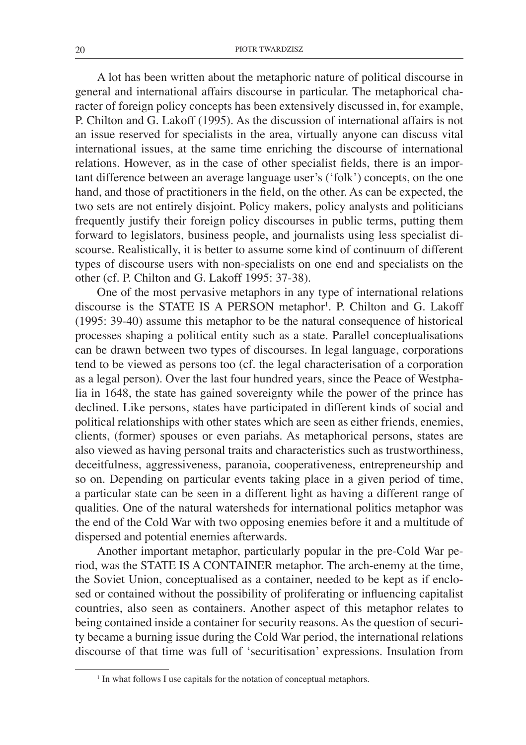A lot has been written about the metaphoric nature of political discourse in general and international affairs discourse in particular. The metaphorical character of foreign policy concepts has been extensively discussed in, for example, P. Chilton and G. Lakoff (1995). As the discussion of international affairs is not an issue reserved for specialists in the area, virtually anyone can discuss vital international issues, at the same time enriching the discourse of international relations. However, as in the case of other specialist fields, there is an important difference between an average language user's ('folk') concepts, on the one hand, and those of practitioners in the field, on the other. As can be expected, the two sets are not entirely disjoint. Policy makers, policy analysts and politicians frequently justify their foreign policy discourses in public terms, putting them forward to legislators, business people, and journalists using less specialist discourse. Realistically, it is better to assume some kind of continuum of different types of discourse users with non-specialists on one end and specialists on the other (cf. P. Chilton and G. Lakoff 1995: 37-38).

One of the most pervasive metaphors in any type of international relations discourse is the STATE IS A PERSON metaphor[1]. P. Chilton and G. Lakoff (1995: 39-40) assume this metaphor to be the natural consequence of historical processes shaping a political entity such as a state. Parallel conceptualisations can be drawn between two types of discourses. In legal language, corporations tend to be viewed as persons too (cf. the legal characterisation of a corporation as a legal person). Over the last four hundred years, since the Peace of Westphalia in 1648, the state has gained sovereignty while the power of the prince has declined. Like persons, states have participated in different kinds of social and political relationships with other states which are seen as either friends, enemies, clients, (former) spouses or even pariahs. As metaphorical persons, states are also viewed as having personal traits and characteristics such as trustworthiness, deceitfulness, aggressiveness, paranoia, cooperativeness, entrepreneurship and so on. Depending on particular events taking place in a given period of time, a particular state can be seen in a different light as having a different range of qualities. One of the natural watersheds for international politics metaphor was the end of the Cold War with two opposing enemies before it and a multitude of dispersed and potential enemies afterwards.

Another important metaphor, particularly popular in the pre-Cold War period, was the STATE IS A CONTAINER metaphor. The arch-enemy at the time, the Soviet Union, conceptualised as a container, needed to be kept as if enclosed or contained without the possibility of proliferating or influencing capitalist countries, also seen as containers. Another aspect of this metaphor relates to being contained inside a container for security reasons. As the question of security became a burning issue during the Cold War period, the international relations discourse of that time was full of 'securitisation' expressions. Insulation from

[1] In what follows I use capitals for the notation of conceptual metaphors.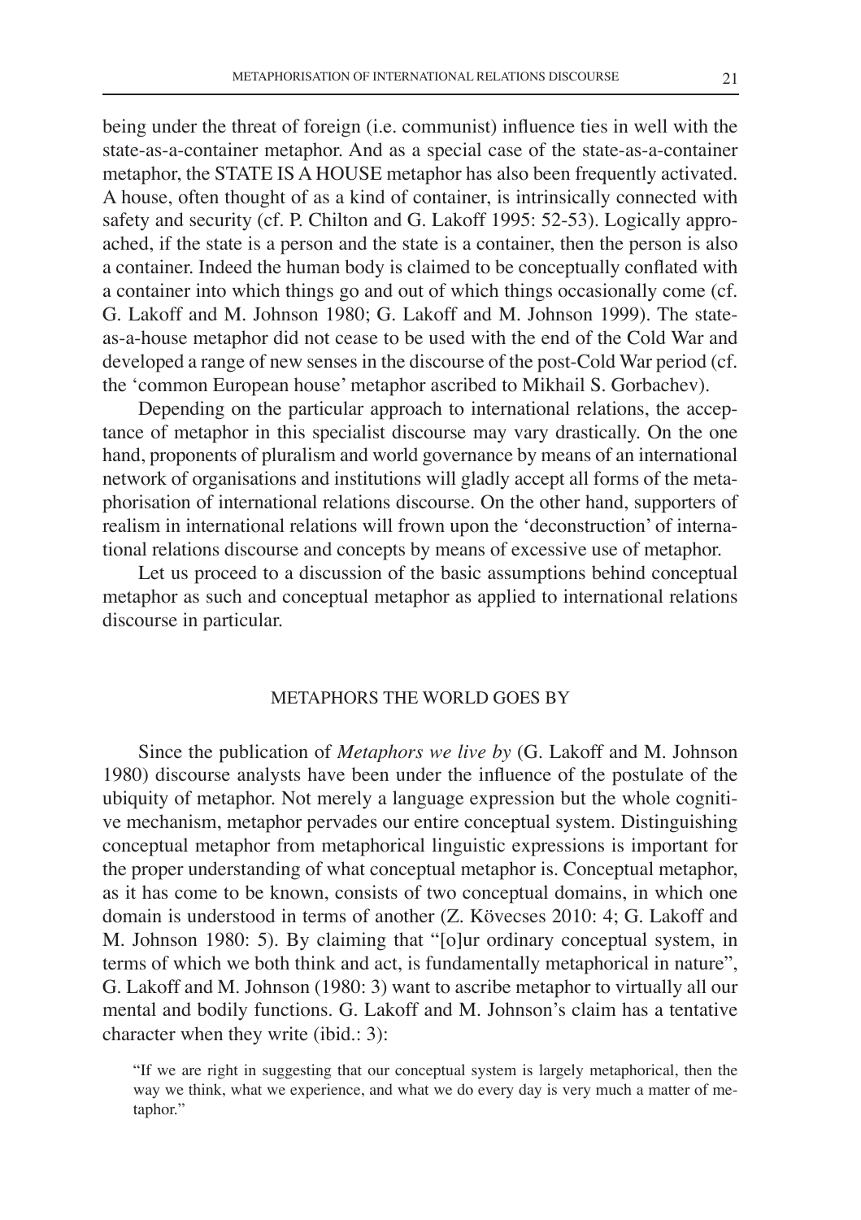being under the threat of foreign (i.e. communist) influence ties in well with the state-as-a-container metaphor. And as a special case of the state-as-a-container metaphor, the STATE IS A HOUSE metaphor has also been frequently activated. A house, often thought of as a kind of container, is intrinsically connected with safety and security (cf. P. Chilton and G. Lakoff 1995: 52-53). Logically approached, if the state is a person and the state is a container, then the person is also a container. Indeed the human body is claimed to be conceptually conflated with a container into which things go and out of which things occasionally come (cf. G. Lakoff and M. Johnson 1980; G. Lakoff and M. Johnson 1999). The state-as-a-house metaphor did not cease to be used with the end of the Cold War and developed a range of new senses in the discourse of the post-Cold War period (cf. the 'common European house' metaphor ascribed to Mikhail S. Gorbachev).

Depending on the particular approach to international relations, the acceptance of metaphor in this specialist discourse may vary drastically. On the one hand, proponents of pluralism and world governance by means of an international network of organisations and institutions will gladly accept all forms of the metaphorisation of international relations discourse. On the other hand, supporters of realism in international relations will frown upon the 'deconstruction' of international relations discourse and concepts by means of excessive use of metaphor.

Let us proceed to a discussion of the basic assumptions behind conceptual metaphor as such and conceptual metaphor as applied to international relations discourse in particular.

## METAPHORS THE WORLD GOES BY

Since the publication of *Metaphors we live by* (G. Lakoff and M. Johnson 1980) discourse analysts have been under the influence of the postulate of the ubiquity of metaphor. Not merely a language expression but the whole cognitive mechanism, metaphor pervades our entire conceptual system. Distinguishing conceptual metaphor from metaphorical linguistic expressions is important for the proper understanding of what conceptual metaphor is. Conceptual metaphor, as it has come to be known, consists of two conceptual domains, in which one domain is understood in terms of another (Z. Kövecses 2010: 4; G. Lakoff and M. Johnson 1980: 5). By claiming that "[o]ur ordinary conceptual system, in terms of which we both think and act, is fundamentally metaphorical in nature", G. Lakoff and M. Johnson (1980: 3) want to ascribe metaphor to virtually all our mental and bodily functions. G. Lakoff and M. Johnson's claim has a tentative character when they write (ibid.: 3):

> "If we are right in suggesting that our conceptual system is largely metaphorical, then the way we think, what we experience, and what we do every day is very much a matter of metaphor."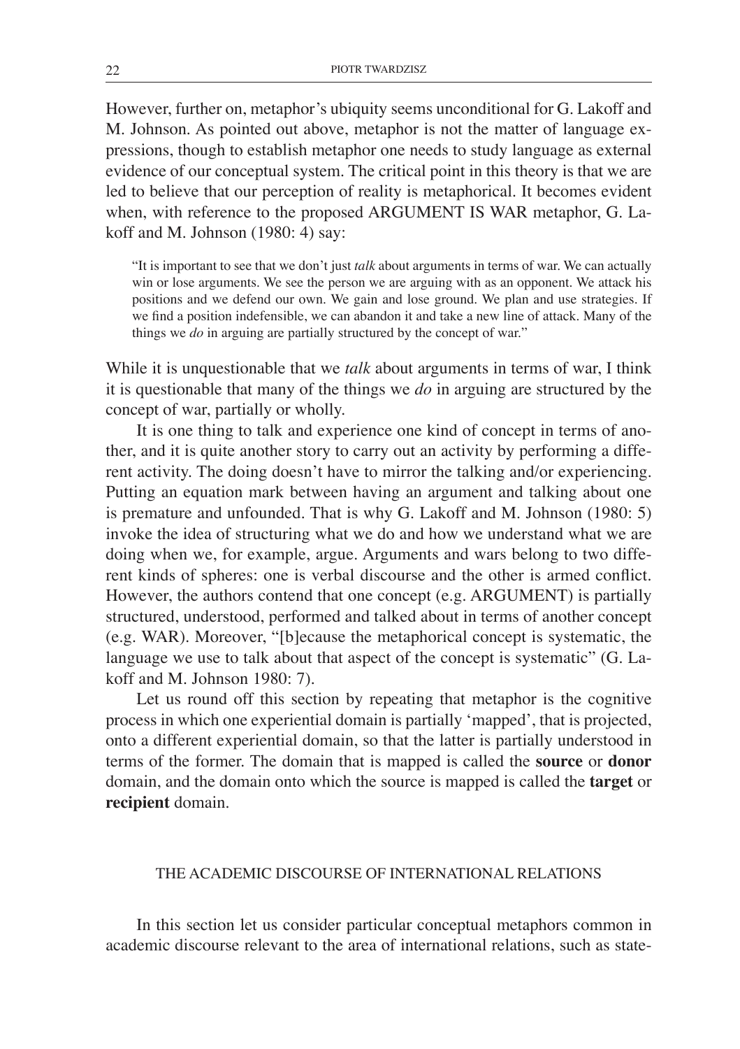However, further on, metaphor's ubiquity seems unconditional for G. Lakoff and M. Johnson. As pointed out above, metaphor is not the matter of language expressions, though to establish metaphor one needs to study language as external evidence of our conceptual system. The critical point in this theory is that we are led to believe that our perception of reality is metaphorical. It becomes evident when, with reference to the proposed ARGUMENT IS WAR metaphor, G. Lakoff and M. Johnson (1980: 4) say:

> "It is important to see that we don't just *talk* about arguments in terms of war. We can actually win or lose arguments. We see the person we are arguing with as an opponent. We attack his positions and we defend our own. We gain and lose ground. We plan and use strategies. If we find a position indefensible, we can abandon it and take a new line of attack. Many of the things we *do* in arguing are partially structured by the concept of war."

While it is unquestionable that we *talk* about arguments in terms of war, I think it is questionable that many of the things we *do* in arguing are structured by the concept of war, partially or wholly.

It is one thing to talk and experience one kind of concept in terms of another, and it is quite another story to carry out an activity by performing a different activity. The doing doesn't have to mirror the talking and/or experiencing. Putting an equation mark between having an argument and talking about one is premature and unfounded. That is why G. Lakoff and M. Johnson (1980: 5) invoke the idea of structuring what we do and how we understand what we are doing when we, for example, argue. Arguments and wars belong to two different kinds of spheres: one is verbal discourse and the other is armed conflict. However, the authors contend that one concept (e.g. ARGUMENT) is partially structured, understood, performed and talked about in terms of another concept (e.g. WAR). Moreover, "[b]ecause the metaphorical concept is systematic, the language we use to talk about that aspect of the concept is systematic" (G. Lakoff and M. Johnson 1980: 7).

Let us round off this section by repeating that metaphor is the cognitive process in which one experiential domain is partially 'mapped', that is projected, onto a different experiential domain, so that the latter is partially understood in terms of the former. The domain that is mapped is called the **source** or **donor** domain, and the domain onto which the source is mapped is called the **target** or **recipient** domain.

## THE ACADEMIC DISCOURSE OF INTERNATIONAL RELATIONS

In this section let us consider particular conceptual metaphors common in academic discourse relevant to the area of international relations, such as state-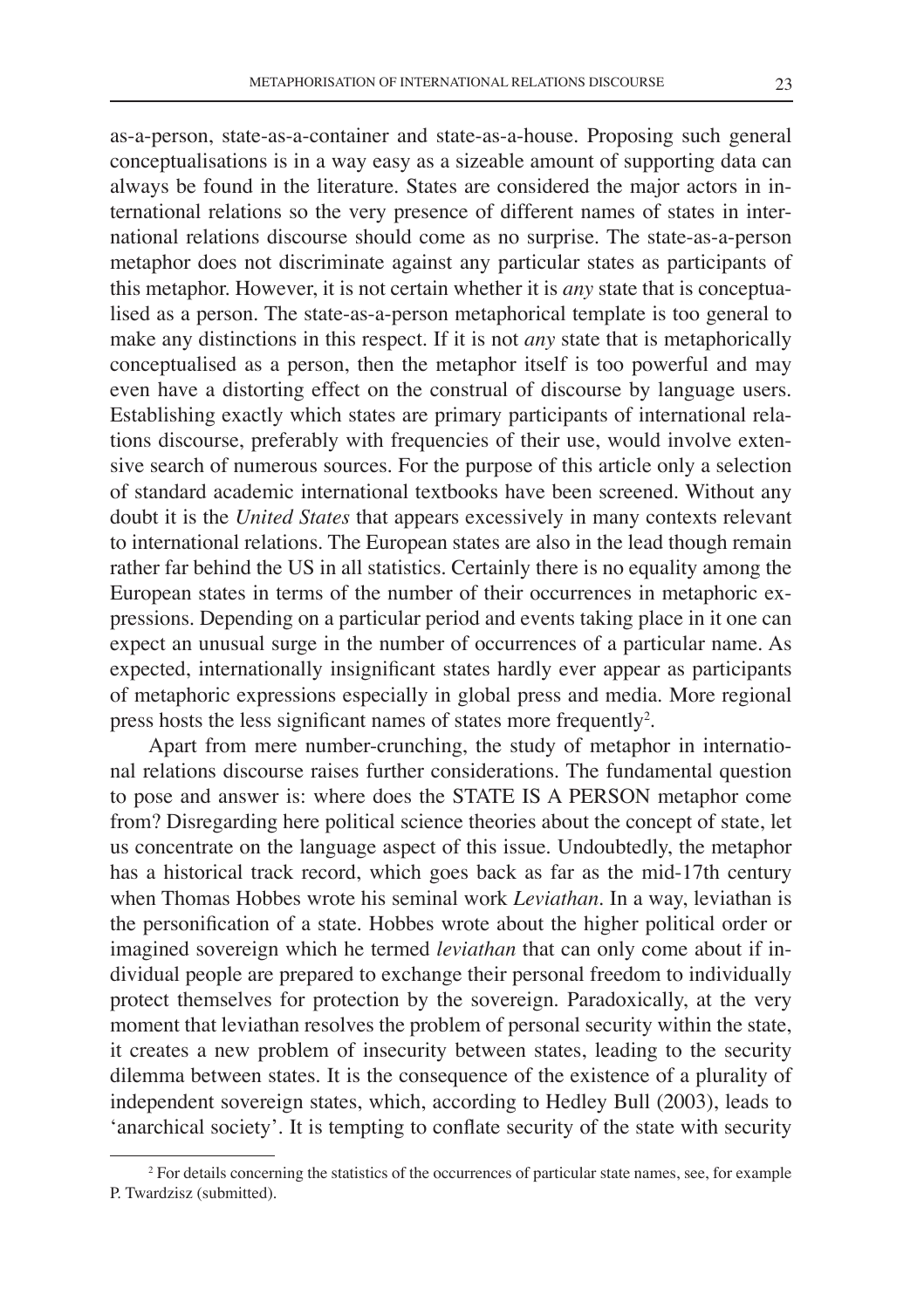as-a-person, state-as-a-container and state-as-a-house. Proposing such general conceptualisations is in a way easy as a sizeable amount of supporting data can always be found in the literature. States are considered the major actors in international relations so the very presence of different names of states in international relations discourse should come as no surprise. The state-as-a-person metaphor does not discriminate against any particular states as participants of this metaphor. However, it is not certain whether it is *any* state that is conceptualised as a person. The state-as-a-person metaphorical template is too general to make any distinctions in this respect. If it is not *any* state that is metaphorically conceptualised as a person, then the metaphor itself is too powerful and may even have a distorting effect on the construal of discourse by language users. Establishing exactly which states are primary participants of international relations discourse, preferably with frequencies of their use, would involve extensive search of numerous sources. For the purpose of this article only a selection of standard academic international textbooks have been screened. Without any doubt it is the *United States* that appears excessively in many contexts relevant to international relations. The European states are also in the lead though remain rather far behind the US in all statistics. Certainly there is no equality among the European states in terms of the number of their occurrences in metaphoric expressions. Depending on a particular period and events taking place in it one can expect an unusual surge in the number of occurrences of a particular name. As expected, internationally insignificant states hardly ever appear as participants of metaphoric expressions especially in global press and media. More regional press hosts the less significant names of states more frequently[2].

Apart from mere number-crunching, the study of metaphor in international relations discourse raises further considerations. The fundamental question to pose and answer is: where does the STATE IS A PERSON metaphor come from? Disregarding here political science theories about the concept of state, let us concentrate on the language aspect of this issue. Undoubtedly, the metaphor has a historical track record, which goes back as far as the mid-17th century when Thomas Hobbes wrote his seminal work *Leviathan*. In a way, leviathan is the personification of a state. Hobbes wrote about the higher political order or imagined sovereign which he termed *leviathan* that can only come about if individual people are prepared to exchange their personal freedom to individually protect themselves for protection by the sovereign. Paradoxically, at the very moment that leviathan resolves the problem of personal security within the state, it creates a new problem of insecurity between states, leading to the security dilemma between states. It is the consequence of the existence of a plurality of independent sovereign states, which, according to Hedley Bull (2003), leads to 'anarchical society'. It is tempting to conflate security of the state with security

[2] For details concerning the statistics of the occurrences of particular state names, see, for example P. Twardzisz (submitted).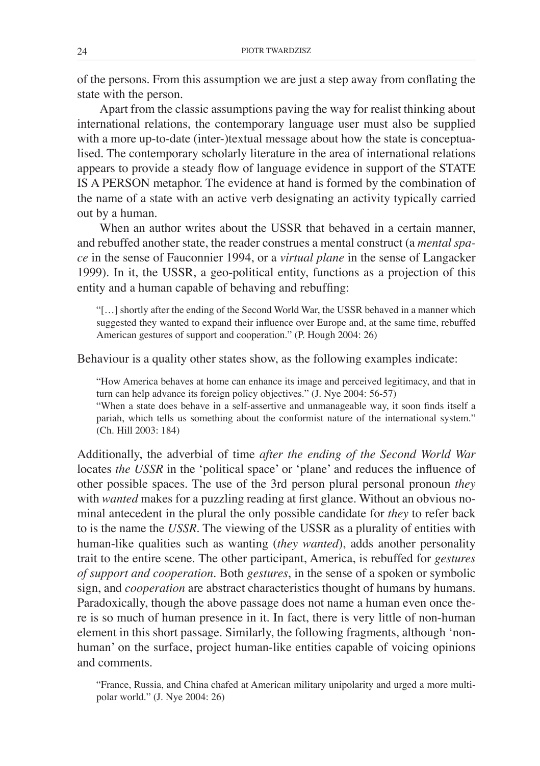of the persons. From this assumption we are just a step away from conflating the state with the person.

Apart from the classic assumptions paving the way for realist thinking about international relations, the contemporary language user must also be supplied with a more up-to-date (inter-)textual message about how the state is conceptualised. The contemporary scholarly literature in the area of international relations appears to provide a steady flow of language evidence in support of the STATE IS A PERSON metaphor. The evidence at hand is formed by the combination of the name of a state with an active verb designating an activity typically carried out by a human.

When an author writes about the USSR that behaved in a certain manner, and rebuffed another state, the reader construes a mental construct (a *mental space* in the sense of Fauconnier 1994, or a *virtual plane* in the sense of Langacker 1999). In it, the USSR, a geo-political entity, functions as a projection of this entity and a human capable of behaving and rebuffing:

> "[…] shortly after the ending of the Second World War, the USSR behaved in a manner which suggested they wanted to expand their influence over Europe and, at the same time, rebuffed American gestures of support and cooperation." (P. Hough 2004: 26)

Behaviour is a quality other states show, as the following examples indicate:

> "How America behaves at home can enhance its image and perceived legitimacy, and that in turn can help advance its foreign policy objectives." (J. Nye 2004: 56-57)
>
> "When a state does behave in a self-assertive and unmanageable way, it soon finds itself a pariah, which tells us something about the conformist nature of the international system." (Ch. Hill 2003: 184)

Additionally, the adverbial of time *after the ending of the Second World War* locates *the USSR* in the 'political space' or 'plane' and reduces the influence of other possible spaces. The use of the 3rd person plural personal pronoun *they* with *wanted* makes for a puzzling reading at first glance. Without an obvious nominal antecedent in the plural the only possible candidate for *they* to refer back to is the name the *USSR*. The viewing of the USSR as a plurality of entities with human-like qualities such as wanting (*they wanted*), adds another personality trait to the entire scene. The other participant, America, is rebuffed for *gestures of support and cooperation*. Both *gestures*, in the sense of a spoken or symbolic sign, and *cooperation* are abstract characteristics thought of humans by humans. Paradoxically, though the above passage does not name a human even once there is so much of human presence in it. In fact, there is very little of non-human element in this short passage. Similarly, the following fragments, although 'non-human' on the surface, project human-like entities capable of voicing opinions and comments.

> "France, Russia, and China chafed at American military unipolarity and urged a more multipolar world." (J. Nye 2004: 26)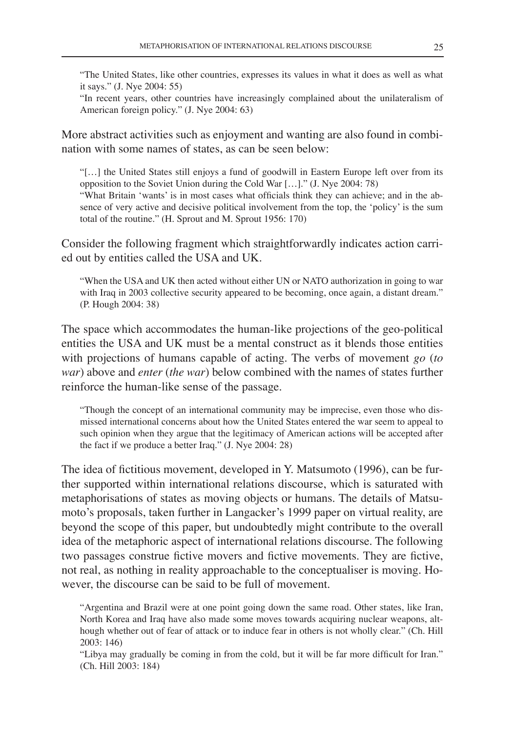> "The United States, like other countries, expresses its values in what it does as well as what it says." (J. Nye 2004: 55)
>
> "In recent years, other countries have increasingly complained about the unilateralism of American foreign policy." (J. Nye 2004: 63)

More abstract activities such as enjoyment and wanting are also found in combination with some names of states, as can be seen below:

> "[…] the United States still enjoys a fund of goodwill in Eastern Europe left over from its opposition to the Soviet Union during the Cold War […]." (J. Nye 2004: 78)
>
> "What Britain 'wants' is in most cases what officials think they can achieve; and in the absence of very active and decisive political involvement from the top, the 'policy' is the sum total of the routine." (H. Sprout and M. Sprout 1956: 170)

Consider the following fragment which straightforwardly indicates action carried out by entities called the USA and UK.

> "When the USA and UK then acted without either UN or NATO authorization in going to war with Iraq in 2003 collective security appeared to be becoming, once again, a distant dream." (P. Hough 2004: 38)

The space which accommodates the human-like projections of the geo-political entities the USA and UK must be a mental construct as it blends those entities with projections of humans capable of acting. The verbs of movement *go* (*to war*) above and *enter* (*the war*) below combined with the names of states further reinforce the human-like sense of the passage.

> "Though the concept of an international community may be imprecise, even those who dismissed international concerns about how the United States entered the war seem to appeal to such opinion when they argue that the legitimacy of American actions will be accepted after the fact if we produce a better Iraq." (J. Nye 2004: 28)

The idea of fictitious movement, developed in Y. Matsumoto (1996), can be further supported within international relations discourse, which is saturated with metaphorisations of states as moving objects or humans. The details of Matsumoto's proposals, taken further in Langacker's 1999 paper on virtual reality, are beyond the scope of this paper, but undoubtedly might contribute to the overall idea of the metaphoric aspect of international relations discourse. The following two passages construe fictive movers and fictive movements. They are fictive, not real, as nothing in reality approachable to the conceptualiser is moving. However, the discourse can be said to be full of movement.

> "Argentina and Brazil were at one point going down the same road. Other states, like Iran, North Korea and Iraq have also made some moves towards acquiring nuclear weapons, although whether out of fear of attack or to induce fear in others is not wholly clear." (Ch. Hill 2003: 146)
>
> "Libya may gradually be coming in from the cold, but it will be far more difficult for Iran." (Ch. Hill 2003: 184)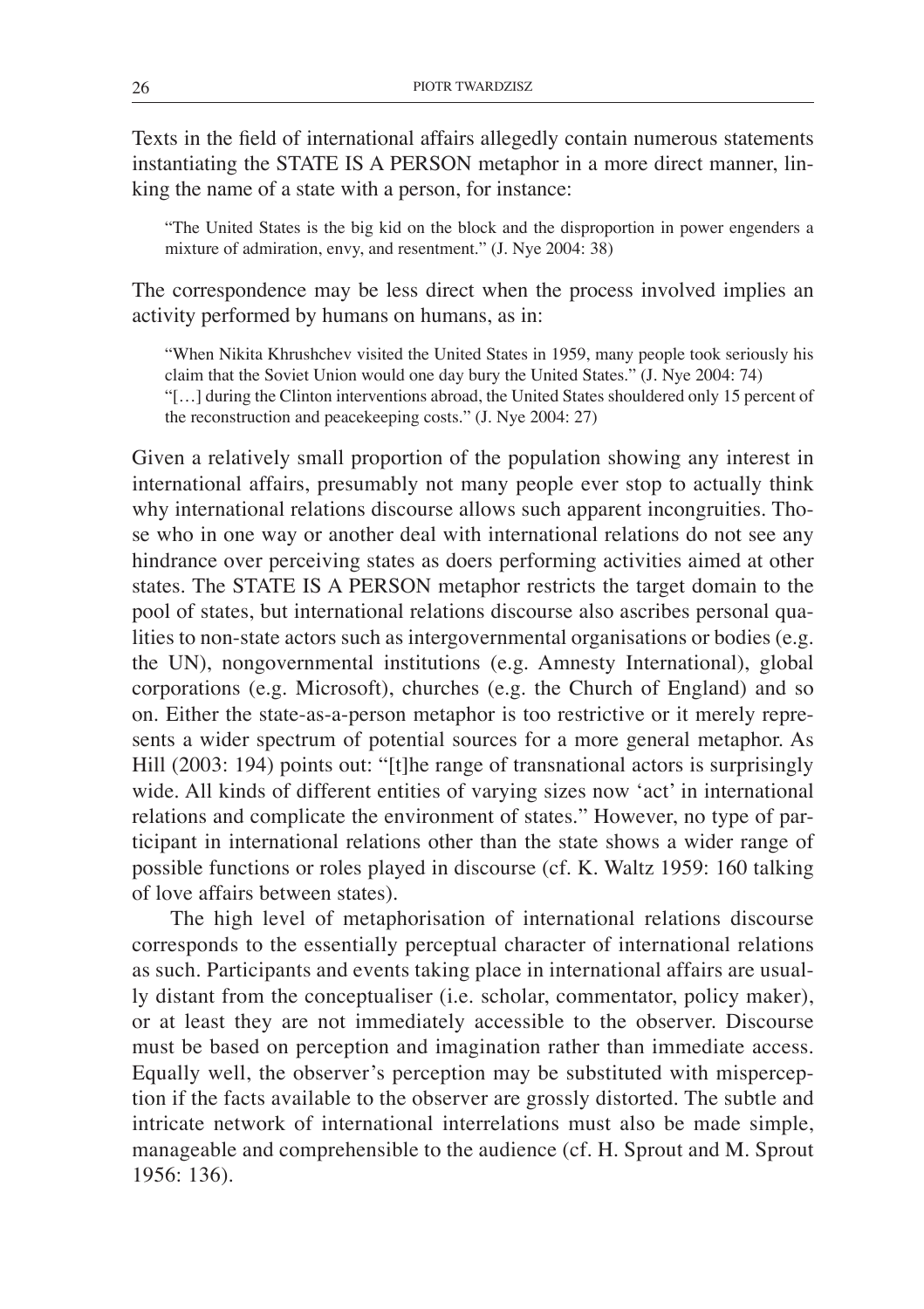Texts in the field of international affairs allegedly contain numerous statements instantiating the STATE IS A PERSON metaphor in a more direct manner, linking the name of a state with a person, for instance:

> "The United States is the big kid on the block and the disproportion in power engenders a mixture of admiration, envy, and resentment." (J. Nye 2004: 38)

The correspondence may be less direct when the process involved implies an activity performed by humans on humans, as in:

> "When Nikita Khrushchev visited the United States in 1959, many people took seriously his claim that the Soviet Union would one day bury the United States." (J. Nye 2004: 74)
> "[…] during the Clinton interventions abroad, the United States shouldered only 15 percent of the reconstruction and peacekeeping costs." (J. Nye 2004: 27)

Given a relatively small proportion of the population showing any interest in international affairs, presumably not many people ever stop to actually think why international relations discourse allows such apparent incongruities. Those who in one way or another deal with international relations do not see any hindrance over perceiving states as doers performing activities aimed at other states. The STATE IS A PERSON metaphor restricts the target domain to the pool of states, but international relations discourse also ascribes personal qualities to non-state actors such as intergovernmental organisations or bodies (e.g. the UN), nongovernmental institutions (e.g. Amnesty International), global corporations (e.g. Microsoft), churches (e.g. the Church of England) and so on. Either the state-as-a-person metaphor is too restrictive or it merely represents a wider spectrum of potential sources for a more general metaphor. As Hill (2003: 194) points out: "[t]he range of transnational actors is surprisingly wide. All kinds of different entities of varying sizes now 'act' in international relations and complicate the environment of states." However, no type of participant in international relations other than the state shows a wider range of possible functions or roles played in discourse (cf. K. Waltz 1959: 160 talking of love affairs between states).

The high level of metaphorisation of international relations discourse corresponds to the essentially perceptual character of international relations as such. Participants and events taking place in international affairs are usually distant from the conceptualiser (i.e. scholar, commentator, policy maker), or at least they are not immediately accessible to the observer. Discourse must be based on perception and imagination rather than immediate access. Equally well, the observer's perception may be substituted with misperception if the facts available to the observer are grossly distorted. The subtle and intricate network of international interrelations must also be made simple, manageable and comprehensible to the audience (cf. H. Sprout and M. Sprout 1956: 136).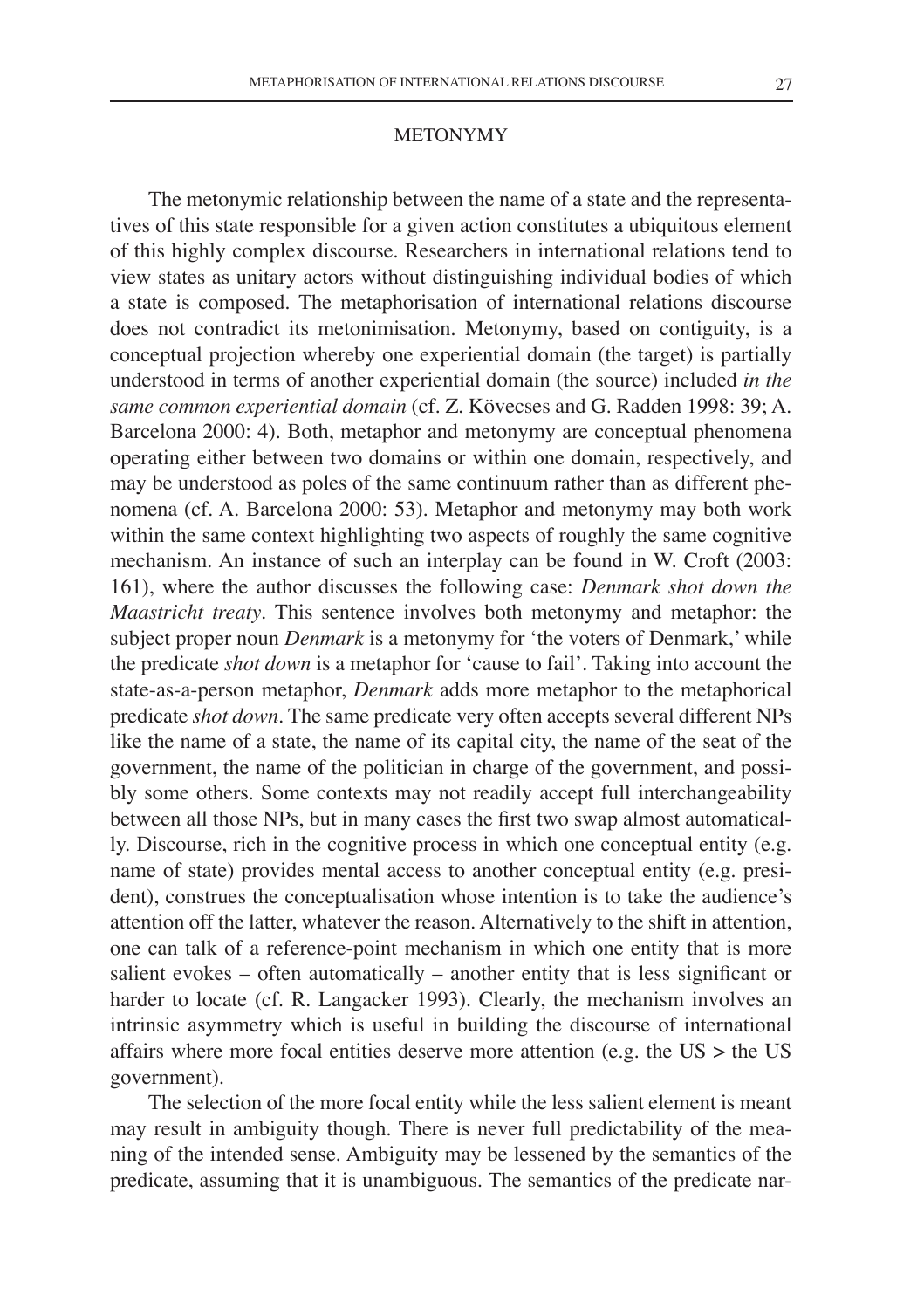## METONYMY

The metonymic relationship between the name of a state and the representatives of this state responsible for a given action constitutes a ubiquitous element of this highly complex discourse. Researchers in international relations tend to view states as unitary actors without distinguishing individual bodies of which a state is composed. The metaphorisation of international relations discourse does not contradict its metonimisation. Metonymy, based on contiguity, is a conceptual projection whereby one experiential domain (the target) is partially understood in terms of another experiential domain (the source) included *in the same common experiential domain* (cf. Z. Kövecses and G. Radden 1998: 39; A. Barcelona 2000: 4). Both, metaphor and metonymy are conceptual phenomena operating either between two domains or within one domain, respectively, and may be understood as poles of the same continuum rather than as different phenomena (cf. A. Barcelona 2000: 53). Metaphor and metonymy may both work within the same context highlighting two aspects of roughly the same cognitive mechanism. An instance of such an interplay can be found in W. Croft (2003: 161), where the author discusses the following case: *Denmark shot down the Maastricht treaty*. This sentence involves both metonymy and metaphor: the subject proper noun *Denmark* is a metonymy for 'the voters of Denmark,' while the predicate *shot down* is a metaphor for 'cause to fail'. Taking into account the state-as-a-person metaphor, *Denmark* adds more metaphor to the metaphorical predicate *shot down*. The same predicate very often accepts several different NPs like the name of a state, the name of its capital city, the name of the seat of the government, the name of the politician in charge of the government, and possibly some others. Some contexts may not readily accept full interchangeability between all those NPs, but in many cases the first two swap almost automatically. Discourse, rich in the cognitive process in which one conceptual entity (e.g. name of state) provides mental access to another conceptual entity (e.g. president), construes the conceptualisation whose intention is to take the audience's attention off the latter, whatever the reason. Alternatively to the shift in attention, one can talk of a reference-point mechanism in which one entity that is more salient evokes – often automatically – another entity that is less significant or harder to locate (cf. R. Langacker 1993). Clearly, the mechanism involves an intrinsic asymmetry which is useful in building the discourse of international affairs where more focal entities deserve more attention (e.g. the US > the US government).

The selection of the more focal entity while the less salient element is meant may result in ambiguity though. There is never full predictability of the meaning of the intended sense. Ambiguity may be lessened by the semantics of the predicate, assuming that it is unambiguous. The semantics of the predicate nar-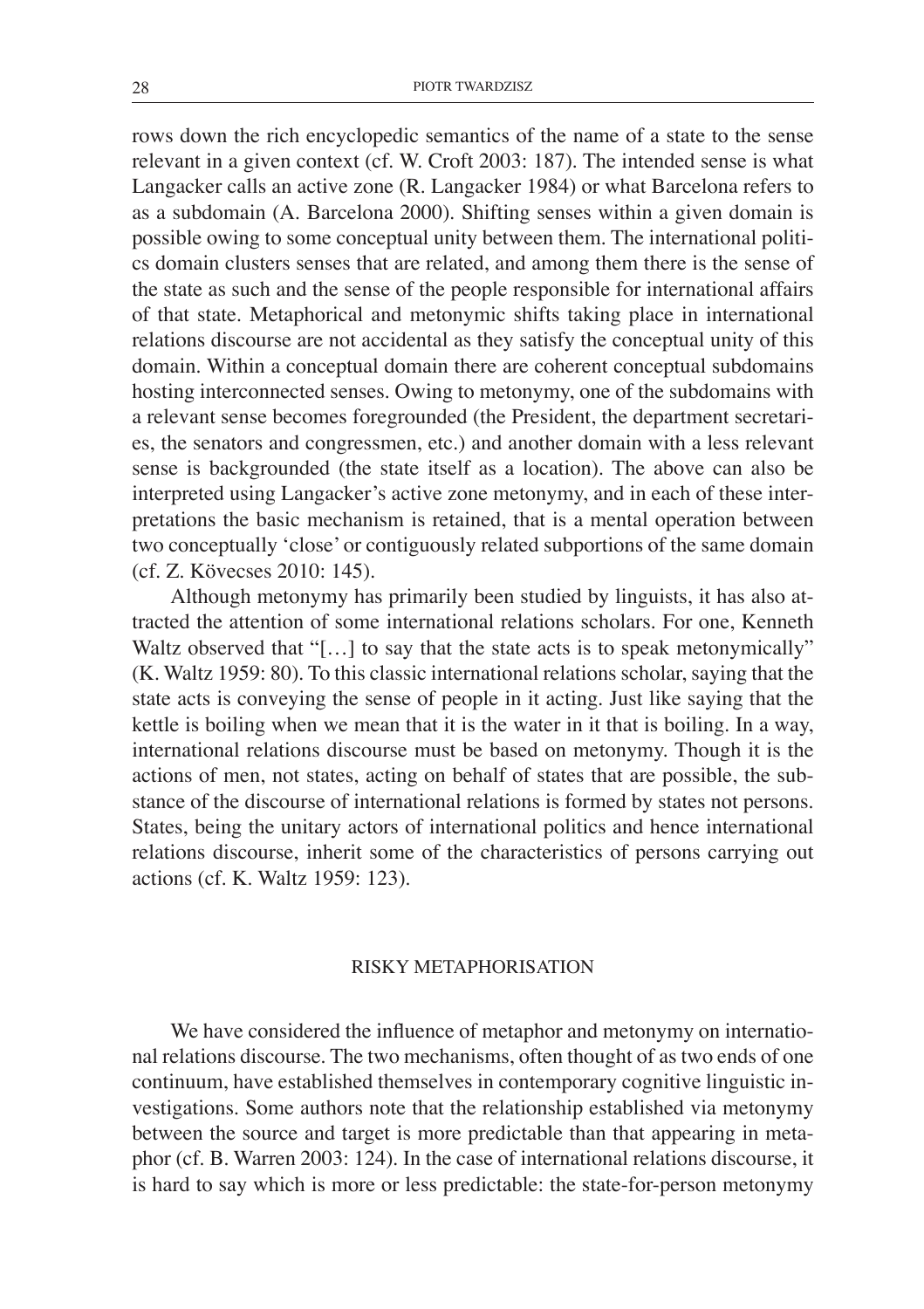rows down the rich encyclopedic semantics of the name of a state to the sense relevant in a given context (cf. W. Croft 2003: 187). The intended sense is what Langacker calls an active zone (R. Langacker 1984) or what Barcelona refers to as a subdomain (A. Barcelona 2000). Shifting senses within a given domain is possible owing to some conceptual unity between them. The international politics domain clusters senses that are related, and among them there is the sense of the state as such and the sense of the people responsible for international affairs of that state. Metaphorical and metonymic shifts taking place in international relations discourse are not accidental as they satisfy the conceptual unity of this domain. Within a conceptual domain there are coherent conceptual subdomains hosting interconnected senses. Owing to metonymy, one of the subdomains with a relevant sense becomes foregrounded (the President, the department secretaries, the senators and congressmen, etc.) and another domain with a less relevant sense is backgrounded (the state itself as a location). The above can also be interpreted using Langacker's active zone metonymy, and in each of these interpretations the basic mechanism is retained, that is a mental operation between two conceptually 'close' or contiguously related subportions of the same domain (cf. Z. Kövecses 2010: 145).

Although metonymy has primarily been studied by linguists, it has also attracted the attention of some international relations scholars. For one, Kenneth Waltz observed that "[…] to say that the state acts is to speak metonymically" (K. Waltz 1959: 80). To this classic international relations scholar, saying that the state acts is conveying the sense of people in it acting. Just like saying that the kettle is boiling when we mean that it is the water in it that is boiling. In a way, international relations discourse must be based on metonymy. Though it is the actions of men, not states, acting on behalf of states that are possible, the substance of the discourse of international relations is formed by states not persons. States, being the unitary actors of international politics and hence international relations discourse, inherit some of the characteristics of persons carrying out actions (cf. K. Waltz 1959: 123).

## RISKY METAPHORISATION

We have considered the influence of metaphor and metonymy on international relations discourse. The two mechanisms, often thought of as two ends of one continuum, have established themselves in contemporary cognitive linguistic investigations. Some authors note that the relationship established via metonymy between the source and target is more predictable than that appearing in metaphor (cf. B. Warren 2003: 124). In the case of international relations discourse, it is hard to say which is more or less predictable: the state-for-person metonymy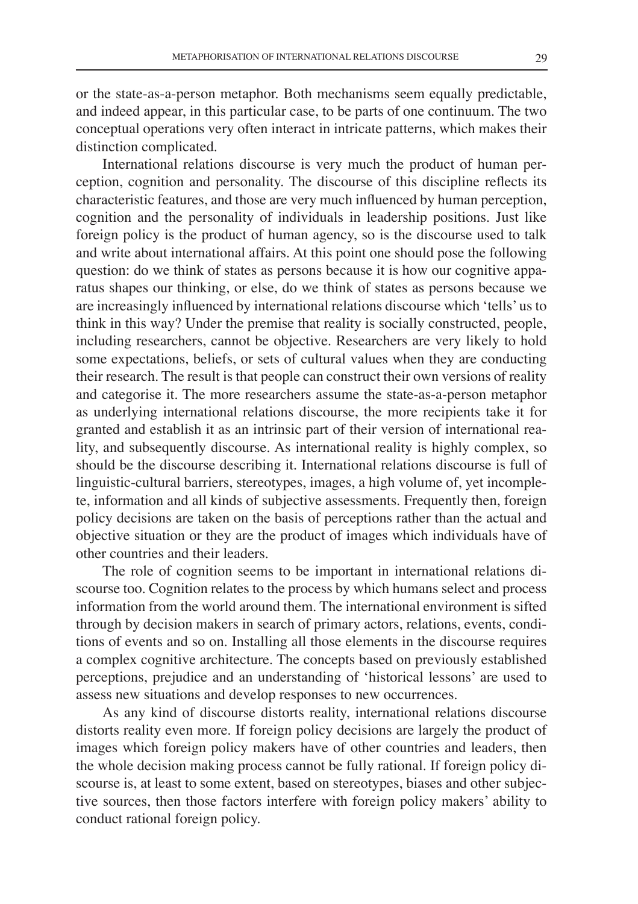or the state-as-a-person metaphor. Both mechanisms seem equally predictable, and indeed appear, in this particular case, to be parts of one continuum. The two conceptual operations very often interact in intricate patterns, which makes their distinction complicated.

International relations discourse is very much the product of human perception, cognition and personality. The discourse of this discipline reflects its characteristic features, and those are very much influenced by human perception, cognition and the personality of individuals in leadership positions. Just like foreign policy is the product of human agency, so is the discourse used to talk and write about international affairs. At this point one should pose the following question: do we think of states as persons because it is how our cognitive apparatus shapes our thinking, or else, do we think of states as persons because we are increasingly influenced by international relations discourse which 'tells' us to think in this way? Under the premise that reality is socially constructed, people, including researchers, cannot be objective. Researchers are very likely to hold some expectations, beliefs, or sets of cultural values when they are conducting their research. The result is that people can construct their own versions of reality and categorise it. The more researchers assume the state-as-a-person metaphor as underlying international relations discourse, the more recipients take it for granted and establish it as an intrinsic part of their version of international reality, and subsequently discourse. As international reality is highly complex, so should be the discourse describing it. International relations discourse is full of linguistic-cultural barriers, stereotypes, images, a high volume of, yet incomplete, information and all kinds of subjective assessments. Frequently then, foreign policy decisions are taken on the basis of perceptions rather than the actual and objective situation or they are the product of images which individuals have of other countries and their leaders.

The role of cognition seems to be important in international relations discourse too. Cognition relates to the process by which humans select and process information from the world around them. The international environment is sifted through by decision makers in search of primary actors, relations, events, conditions of events and so on. Installing all those elements in the discourse requires a complex cognitive architecture. The concepts based on previously established perceptions, prejudice and an understanding of 'historical lessons' are used to assess new situations and develop responses to new occurrences.

As any kind of discourse distorts reality, international relations discourse distorts reality even more. If foreign policy decisions are largely the product of images which foreign policy makers have of other countries and leaders, then the whole decision making process cannot be fully rational. If foreign policy discourse is, at least to some extent, based on stereotypes, biases and other subjective sources, then those factors interfere with foreign policy makers' ability to conduct rational foreign policy.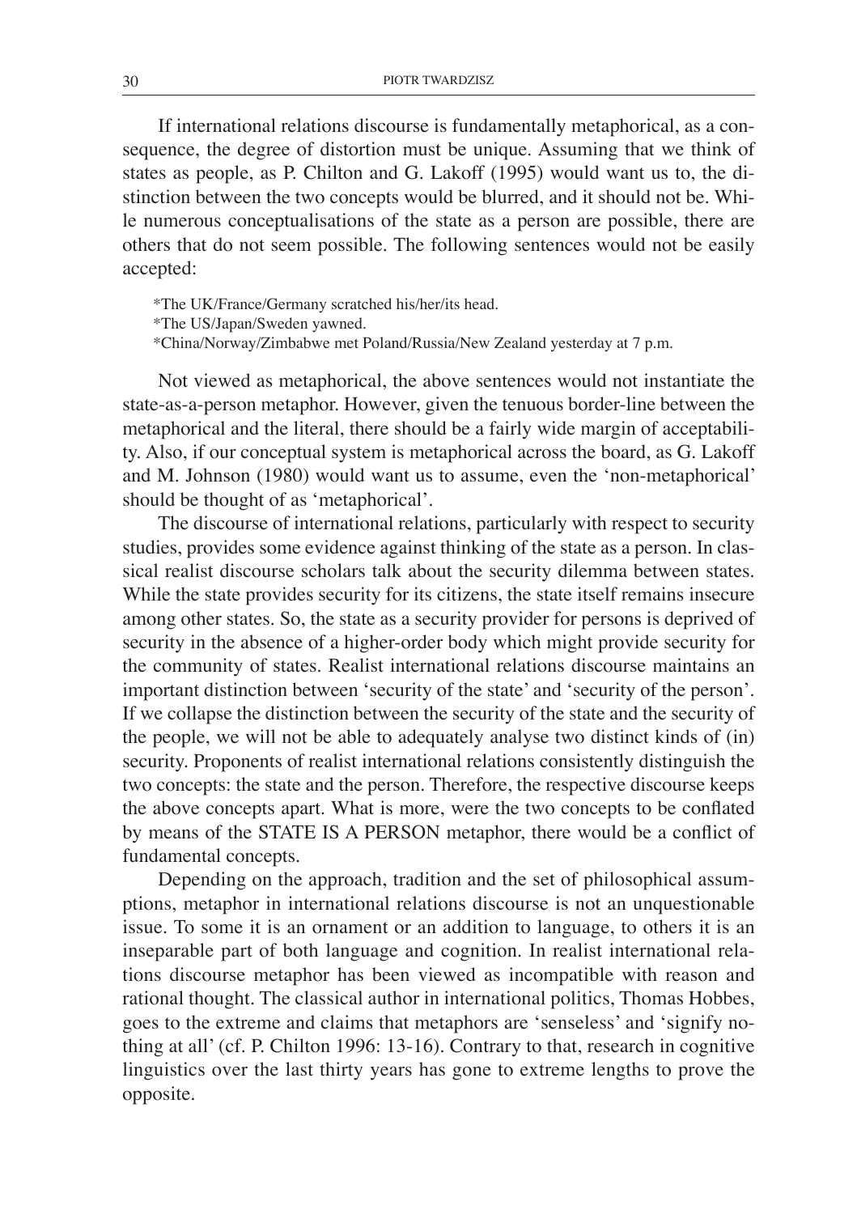If international relations discourse is fundamentally metaphorical, as a consequence, the degree of distortion must be unique. Assuming that we think of states as people, as P. Chilton and G. Lakoff (1995) would want us to, the distinction between the two concepts would be blurred, and it should not be. While numerous conceptualisations of the state as a person are possible, there are others that do not seem possible. The following sentences would not be easily accepted:

*The UK/France/Germany scratched his/her/its head.
*The US/Japan/Sweden yawned.
*China/Norway/Zimbabwe met Poland/Russia/New Zealand yesterday at 7 p.m.

Not viewed as metaphorical, the above sentences would not instantiate the state-as-a-person metaphor. However, given the tenuous border-line between the metaphorical and the literal, there should be a fairly wide margin of acceptability. Also, if our conceptual system is metaphorical across the board, as G. Lakoff and M. Johnson (1980) would want us to assume, even the 'non-metaphorical' should be thought of as 'metaphorical'.

The discourse of international relations, particularly with respect to security studies, provides some evidence against thinking of the state as a person. In classical realist discourse scholars talk about the security dilemma between states. While the state provides security for its citizens, the state itself remains insecure among other states. So, the state as a security provider for persons is deprived of security in the absence of a higher-order body which might provide security for the community of states. Realist international relations discourse maintains an important distinction between 'security of the state' and 'security of the person'. If we collapse the distinction between the security of the state and the security of the people, we will not be able to adequately analyse two distinct kinds of (in) security. Proponents of realist international relations consistently distinguish the two concepts: the state and the person. Therefore, the respective discourse keeps the above concepts apart. What is more, were the two concepts to be conflated by means of the STATE IS A PERSON metaphor, there would be a conflict of fundamental concepts.

Depending on the approach, tradition and the set of philosophical assumptions, metaphor in international relations discourse is not an unquestionable issue. To some it is an ornament or an addition to language, to others it is an inseparable part of both language and cognition. In realist international relations discourse metaphor has been viewed as incompatible with reason and rational thought. The classical author in international politics, Thomas Hobbes, goes to the extreme and claims that metaphors are 'senseless' and 'signify nothing at all' (cf. P. Chilton 1996: 13-16). Contrary to that, research in cognitive linguistics over the last thirty years has gone to extreme lengths to prove the opposite.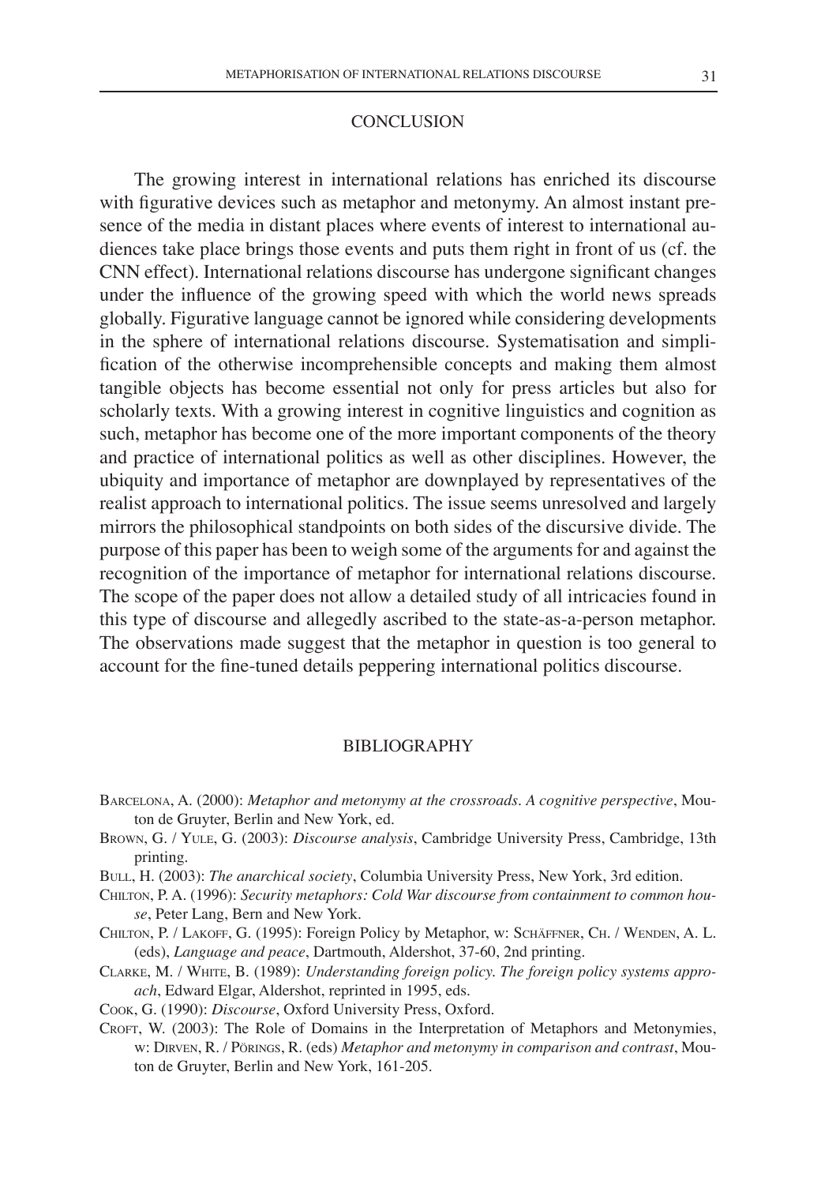## CONCLUSION

The growing interest in international relations has enriched its discourse with figurative devices such as metaphor and metonymy. An almost instant presence of the media in distant places where events of interest to international audiences take place brings those events and puts them right in front of us (cf. the CNN effect). International relations discourse has undergone significant changes under the influence of the growing speed with which the world news spreads globally. Figurative language cannot be ignored while considering developments in the sphere of international relations discourse. Systematisation and simplification of the otherwise incomprehensible concepts and making them almost tangible objects has become essential not only for press articles but also for scholarly texts. With a growing interest in cognitive linguistics and cognition as such, metaphor has become one of the more important components of the theory and practice of international politics as well as other disciplines. However, the ubiquity and importance of metaphor are downplayed by representatives of the realist approach to international politics. The issue seems unresolved and largely mirrors the philosophical standpoints on both sides of the discursive divide. The purpose of this paper has been to weigh some of the arguments for and against the recognition of the importance of metaphor for international relations discourse. The scope of the paper does not allow a detailed study of all intricacies found in this type of discourse and allegedly ascribed to the state-as-a-person metaphor. The observations made suggest that the metaphor in question is too general to account for the fine-tuned details peppering international politics discourse.

## BIBLIOGRAPHY

Barcelona, A. (2000): *Metaphor and metonymy at the crossroads. A cognitive perspective*, Mouton de Gruyter, Berlin and New York, ed.

Brown, G. / Yule, G. (2003): *Discourse analysis*, Cambridge University Press, Cambridge, 13th printing.

Bull, H. (2003): *The anarchical society*, Columbia University Press, New York, 3rd edition.

Chilton, P. A. (1996): *Security metaphors: Cold War discourse from containment to common house*, Peter Lang, Bern and New York.

Chilton, P. / Lakoff, G. (1995): Foreign Policy by Metaphor, w: Schäffner, Ch. / Wenden, A. L. (eds), *Language and peace*, Dartmouth, Aldershot, 37-60, 2nd printing.

Clarke, M. / White, B. (1989): *Understanding foreign policy. The foreign policy systems approach*, Edward Elgar, Aldershot, reprinted in 1995, eds.

Cook, G. (1990): *Discourse*, Oxford University Press, Oxford.

Croft, W. (2003): The Role of Domains in the Interpretation of Metaphors and Metonymies, w: Dirven, R. / Pörings, R. (eds) *Metaphor and metonymy in comparison and contrast*, Mouton de Gruyter, Berlin and New York, 161-205.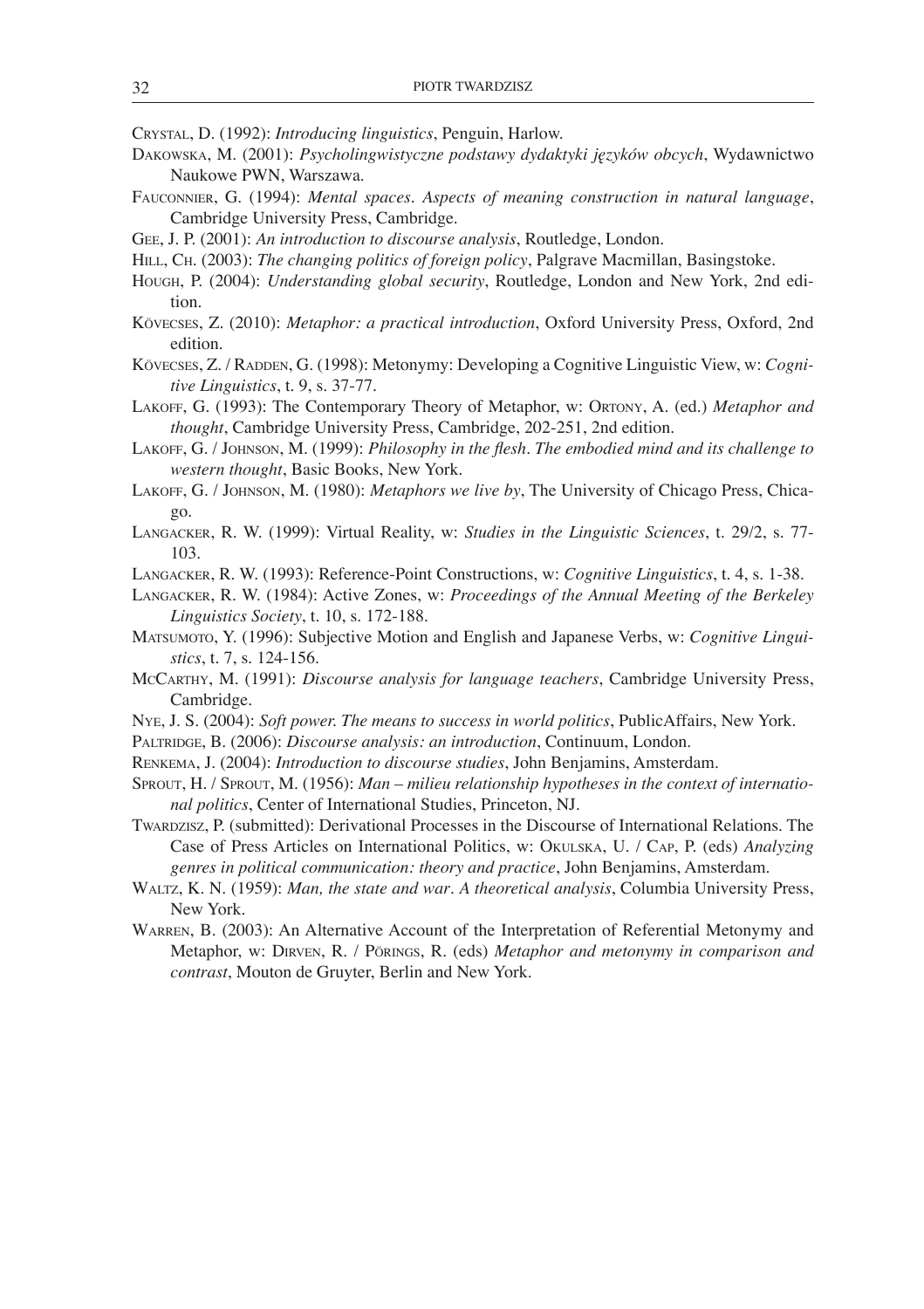Crystal, D. (1992): *Introducing linguistics*, Penguin, Harlow.

Dakowska, M. (2001): *Psycholingwistyczne podstawy dydaktyki języków obcych*, Wydawnictwo Naukowe PWN, Warszawa.

Fauconnier, G. (1994): *Mental spaces. Aspects of meaning construction in natural language*, Cambridge University Press, Cambridge.

Gee, J. P. (2001): *An introduction to discourse analysis*, Routledge, London.

Hill, Ch. (2003): *The changing politics of foreign policy*, Palgrave Macmillan, Basingstoke.

Hough, P. (2004): *Understanding global security*, Routledge, London and New York, 2nd edition.

Kövecses, Z. (2010): *Metaphor: a practical introduction*, Oxford University Press, Oxford, 2nd edition.

Kövecses, Z. / Radden, G. (1998): Metonymy: Developing a Cognitive Linguistic View, w: *Cognitive Linguistics*, t. 9, s. 37-77.

Lakoff, G. (1993): The Contemporary Theory of Metaphor, w: Ortony, A. (ed.) *Metaphor and thought*, Cambridge University Press, Cambridge, 202-251, 2nd edition.

Lakoff, G. / Johnson, M. (1999): *Philosophy in the flesh. The embodied mind and its challenge to western thought*, Basic Books, New York.

Lakoff, G. / Johnson, M. (1980): *Metaphors we live by*, The University of Chicago Press, Chicago.

Langacker, R. W. (1999): Virtual Reality, w: *Studies in the Linguistic Sciences*, t. 29/2, s. 77-103.

Langacker, R. W. (1993): Reference-Point Constructions, w: *Cognitive Linguistics*, t. 4, s. 1-38.

Langacker, R. W. (1984): Active Zones, w: *Proceedings of the Annual Meeting of the Berkeley Linguistics Society*, t. 10, s. 172-188.

Matsumoto, Y. (1996): Subjective Motion and English and Japanese Verbs, w: *Cognitive Linguistics*, t. 7, s. 124-156.

McCarthy, M. (1991): *Discourse analysis for language teachers*, Cambridge University Press, Cambridge.

Nye, J. S. (2004): *Soft power. The means to success in world politics*, PublicAffairs, New York.

Paltridge, B. (2006): *Discourse analysis: an introduction*, Continuum, London.

Renkema, J. (2004): *Introduction to discourse studies*, John Benjamins, Amsterdam.

Sprout, H. / Sprout, M. (1956): *Man – milieu relationship hypotheses in the context of international politics*, Center of International Studies, Princeton, NJ.

Twardzisz, P. (submitted): Derivational Processes in the Discourse of International Relations. The Case of Press Articles on International Politics, w: Okulska, U. / Cap, P. (eds) *Analyzing genres in political communication: theory and practice*, John Benjamins, Amsterdam.

Waltz, K. N. (1959): *Man, the state and war. A theoretical analysis*, Columbia University Press, New York.

Warren, B. (2003): An Alternative Account of the Interpretation of Referential Metonymy and Metaphor, w: Dirven, R. / Pörings, R. (eds) *Metaphor and metonymy in comparison and contrast*, Mouton de Gruyter, Berlin and New York.